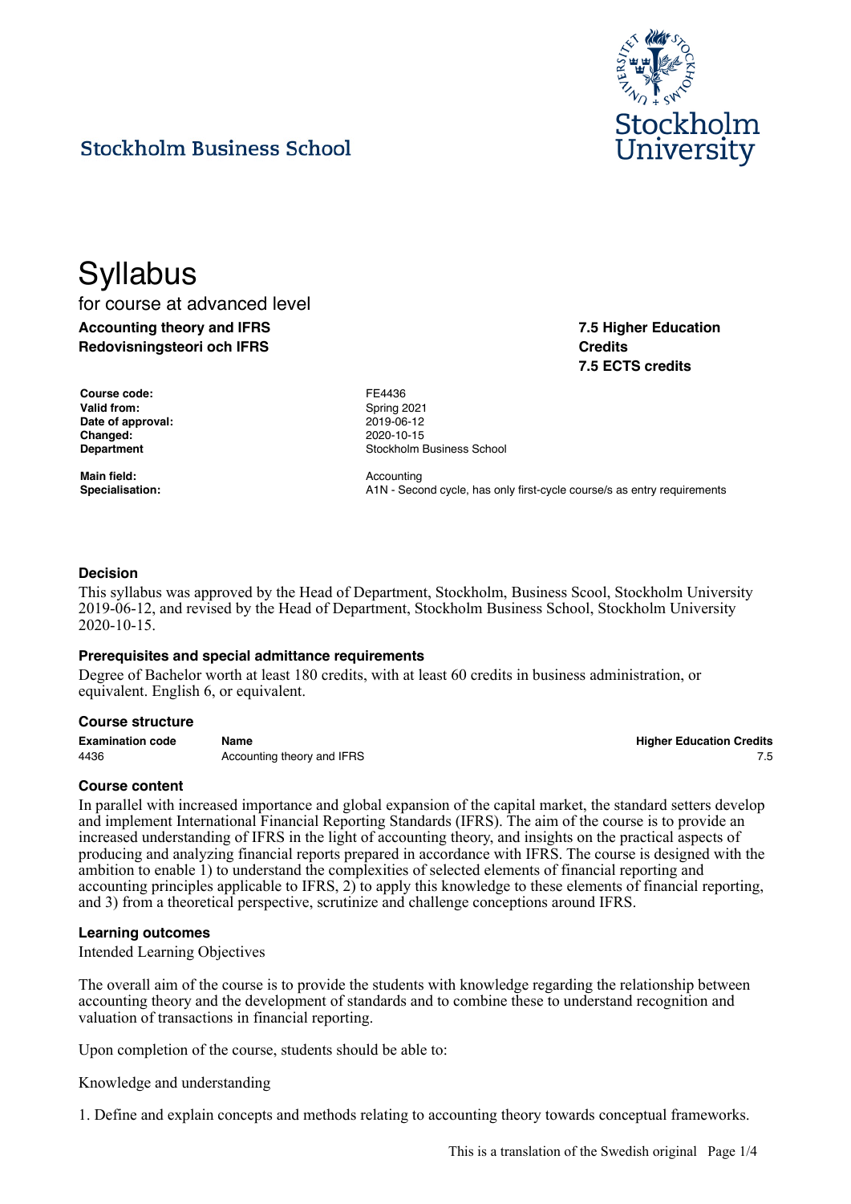Stockholm Business School

Stockholm University

# Syllabus

for course at advanced level

**Accounting theory and IFRS**
**Redovisningsteori och IFRS**

**7.5 Higher Education Credits**
**7.5 ECTS credits**

| | |
|---|---|
| **Course code:** | FE4436 |
| **Valid from:** | Spring 2021 |
| **Date of approval:** | 2019-06-12 |
| **Changed:** | 2020-10-15 |
| **Department** | Stockholm Business School |
| **Main field:** | Accounting |
| **Specialisation:** | A1N - Second cycle, has only first-cycle course/s as entry requirements |

### Decision

This syllabus was approved by the Head of Department, Stockholm, Business Scool, Stockholm University 2019-06-12, and revised by the Head of Department, Stockholm Business School, Stockholm University 2020-10-15.

### Prerequisites and special admittance requirements

Degree of Bachelor worth at least 180 credits, with at least 60 credits in business administration, or equivalent. English 6, or equivalent.

### Course structure

| Examination code | Name | Higher Education Credits |
|---|---|---|
| 4436 | Accounting theory and IFRS | 7.5 |

### Course content

In parallel with increased importance and global expansion of the capital market, the standard setters develop and implement International Financial Reporting Standards (IFRS). The aim of the course is to provide an increased understanding of IFRS in the light of accounting theory, and insights on the practical aspects of producing and analyzing financial reports prepared in accordance with IFRS. The course is designed with the ambition to enable 1) to understand the complexities of selected elements of financial reporting and accounting principles applicable to IFRS, 2) to apply this knowledge to these elements of financial reporting, and 3) from a theoretical perspective, scrutinize and challenge conceptions around IFRS.

### Learning outcomes

Intended Learning Objectives

The overall aim of the course is to provide the students with knowledge regarding the relationship between accounting theory and the development of standards and to combine these to understand recognition and valuation of transactions in financial reporting.

Upon completion of the course, students should be able to:

Knowledge and understanding

1. Define and explain concepts and methods relating to accounting theory towards conceptual frameworks.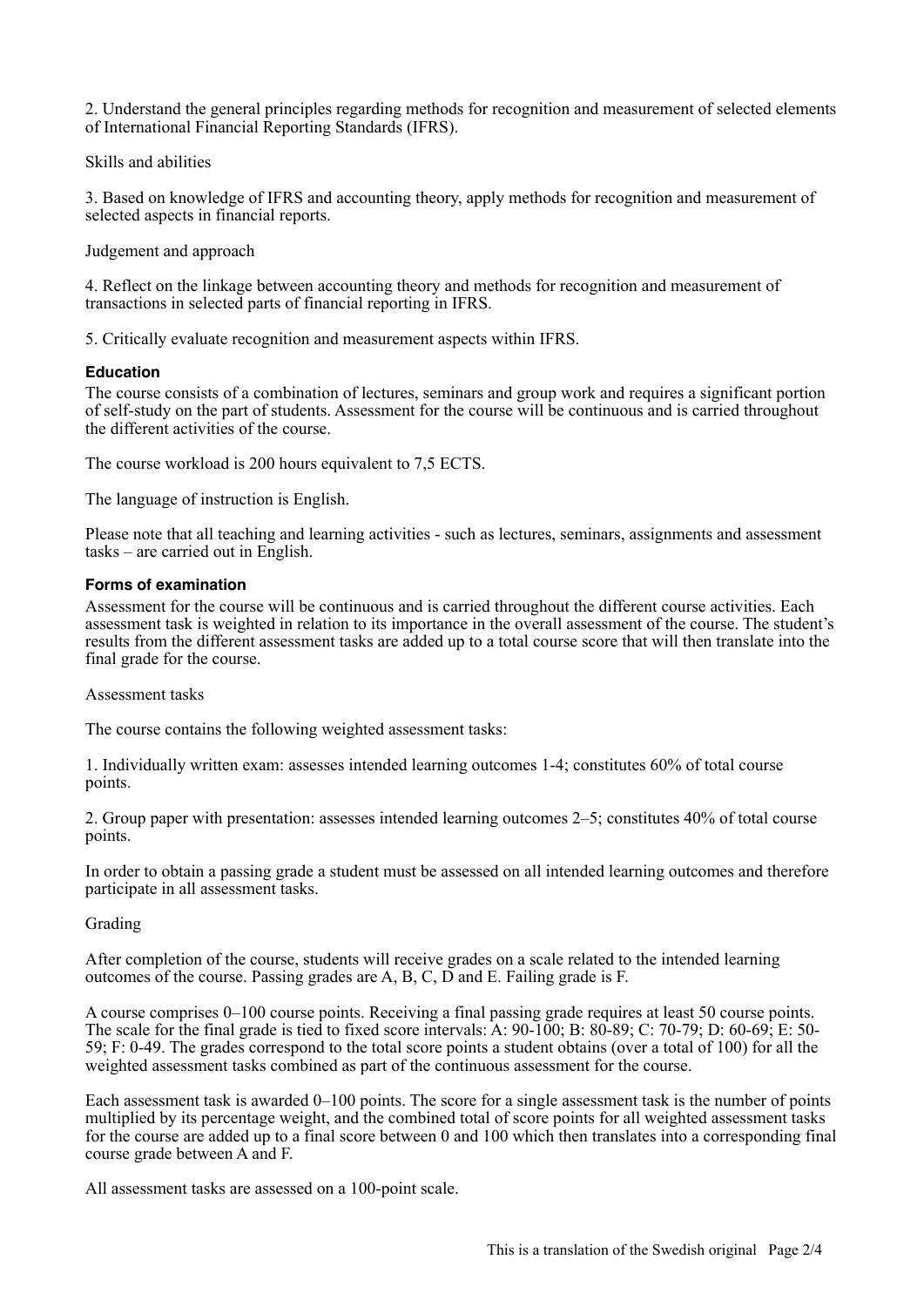2. Understand the general principles regarding methods for recognition and measurement of selected elements of International Financial Reporting Standards (IFRS).

Skills and abilities

3. Based on knowledge of IFRS and accounting theory, apply methods for recognition and measurement of selected aspects in financial reports.

Judgement and approach

4. Reflect on the linkage between accounting theory and methods for recognition and measurement of transactions in selected parts of financial reporting in IFRS.

5. Critically evaluate recognition and measurement aspects within IFRS.

### Education

The course consists of a combination of lectures, seminars and group work and requires a significant portion of self-study on the part of students. Assessment for the course will be continuous and is carried throughout the different activities of the course.

The course workload is 200 hours equivalent to 7,5 ECTS.

The language of instruction is English.

Please note that all teaching and learning activities - such as lectures, seminars, assignments and assessment tasks – are carried out in English.

### Forms of examination

Assessment for the course will be continuous and is carried throughout the different course activities. Each assessment task is weighted in relation to its importance in the overall assessment of the course. The student's results from the different assessment tasks are added up to a total course score that will then translate into the final grade for the course.

Assessment tasks

The course contains the following weighted assessment tasks:

1. Individually written exam: assesses intended learning outcomes 1-4; constitutes 60% of total course points.

2. Group paper with presentation: assesses intended learning outcomes 2–5; constitutes 40% of total course points.

In order to obtain a passing grade a student must be assessed on all intended learning outcomes and therefore participate in all assessment tasks.

Grading

After completion of the course, students will receive grades on a scale related to the intended learning outcomes of the course. Passing grades are A, B, C, D and E. Failing grade is F.

A course comprises 0–100 course points. Receiving a final passing grade requires at least 50 course points. The scale for the final grade is tied to fixed score intervals: A: 90-100; B: 80-89; C: 70-79; D: 60-69; E: 50-59; F: 0-49. The grades correspond to the total score points a student obtains (over a total of 100) for all the weighted assessment tasks combined as part of the continuous assessment for the course.

Each assessment task is awarded 0–100 points. The score for a single assessment task is the number of points multiplied by its percentage weight, and the combined total of score points for all weighted assessment tasks for the course are added up to a final score between 0 and 100 which then translates into a corresponding final course grade between A and F.

All assessment tasks are assessed on a 100-point scale.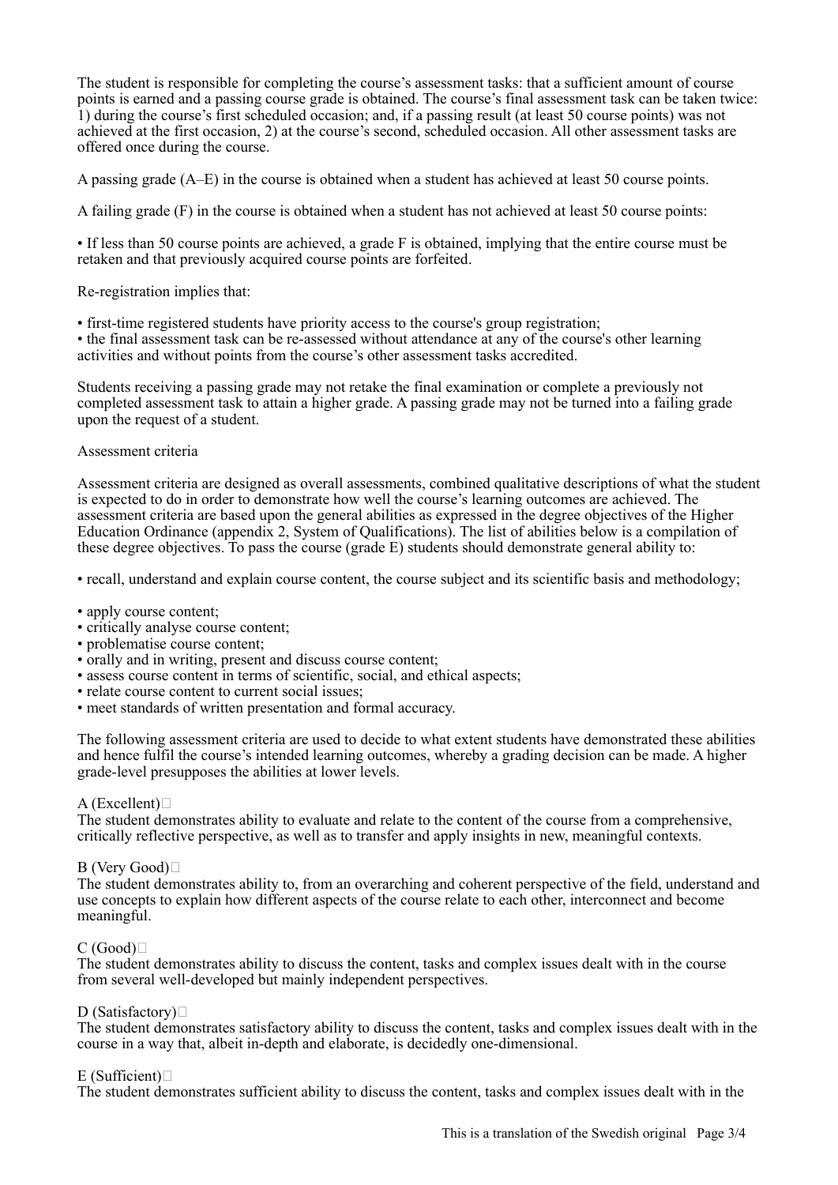The student is responsible for completing the course's assessment tasks: that a sufficient amount of course points is earned and a passing course grade is obtained. The course's final assessment task can be taken twice: 1) during the course's first scheduled occasion; and, if a passing result (at least 50 course points) was not achieved at the first occasion, 2) at the course's second, scheduled occasion. All other assessment tasks are offered once during the course.

A passing grade (A–E) in the course is obtained when a student has achieved at least 50 course points.

A failing grade (F) in the course is obtained when a student has not achieved at least 50 course points:

- If less than 50 course points are achieved, a grade F is obtained, implying that the entire course must be retaken and that previously acquired course points are forfeited.

Re-registration implies that:

- first-time registered students have priority access to the course's group registration;
- the final assessment task can be re-assessed without attendance at any of the course's other learning activities and without points from the course's other assessment tasks accredited.

Students receiving a passing grade may not retake the final examination or complete a previously not completed assessment task to attain a higher grade. A passing grade may not be turned into a failing grade upon the request of a student.

## Assessment criteria

Assessment criteria are designed as overall assessments, combined qualitative descriptions of what the student is expected to do in order to demonstrate how well the course's learning outcomes are achieved. The assessment criteria are based upon the general abilities as expressed in the degree objectives of the Higher Education Ordinance (appendix 2, System of Qualifications). The list of abilities below is a compilation of these degree objectives. To pass the course (grade E) students should demonstrate general ability to:

- recall, understand and explain course content, the course subject and its scientific basis and methodology;
- apply course content;
- critically analyse course content;
- problematise course content;
- orally and in writing, present and discuss course content;
- assess course content in terms of scientific, social, and ethical aspects;
- relate course content to current social issues;
- meet standards of written presentation and formal accuracy.

The following assessment criteria are used to decide to what extent students have demonstrated these abilities and hence fulfil the course's intended learning outcomes, whereby a grading decision can be made. A higher grade-level presupposes the abilities at lower levels.

A (Excellent)
The student demonstrates ability to evaluate and relate to the content of the course from a comprehensive, critically reflective perspective, as well as to transfer and apply insights in new, meaningful contexts.

B (Very Good)
The student demonstrates ability to, from an overarching and coherent perspective of the field, understand and use concepts to explain how different aspects of the course relate to each other, interconnect and become meaningful.

C (Good)
The student demonstrates ability to discuss the content, tasks and complex issues dealt with in the course from several well-developed but mainly independent perspectives.

D (Satisfactory)
The student demonstrates satisfactory ability to discuss the content, tasks and complex issues dealt with in the course in a way that, albeit in-depth and elaborate, is decidedly one-dimensional.

E (Sufficient)
The student demonstrates sufficient ability to discuss the content, tasks and complex issues dealt with in the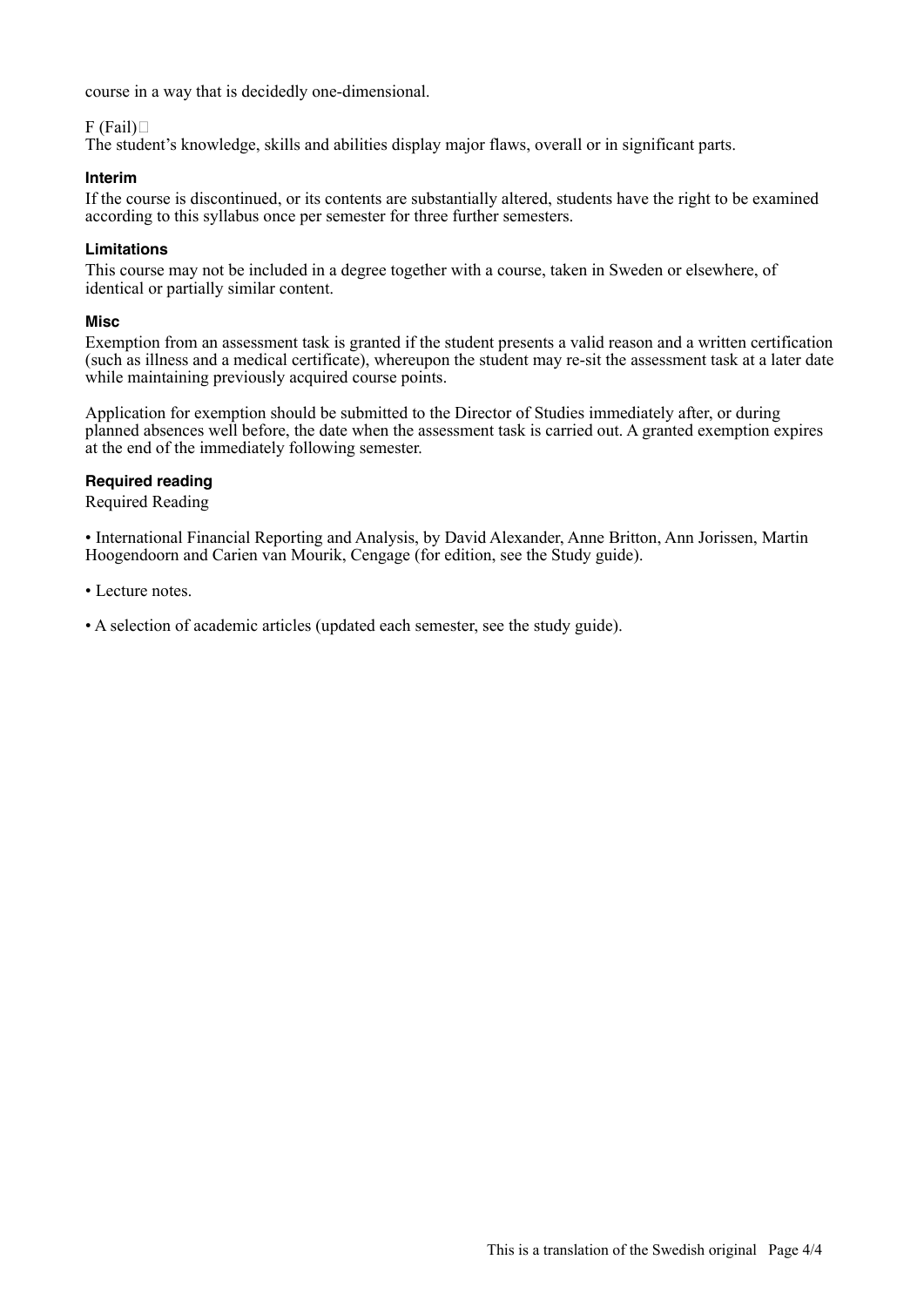course in a way that is decidedly one-dimensional.

F (Fail)
The student's knowledge, skills and abilities display major flaws, overall or in significant parts.

### Interim

If the course is discontinued, or its contents are substantially altered, students have the right to be examined according to this syllabus once per semester for three further semesters.

### Limitations

This course may not be included in a degree together with a course, taken in Sweden or elsewhere, of identical or partially similar content.

### Misc

Exemption from an assessment task is granted if the student presents a valid reason and a written certification (such as illness and a medical certificate), whereupon the student may re-sit the assessment task at a later date while maintaining previously acquired course points.

Application for exemption should be submitted to the Director of Studies immediately after, or during planned absences well before, the date when the assessment task is carried out. A granted exemption expires at the end of the immediately following semester.

### Required reading

Required Reading

- International Financial Reporting and Analysis, by David Alexander, Anne Britton, Ann Jorissen, Martin Hoogendoorn and Carien van Mourik, Cengage (for edition, see the Study guide).

- Lecture notes.

- A selection of academic articles (updated each semester, see the study guide).